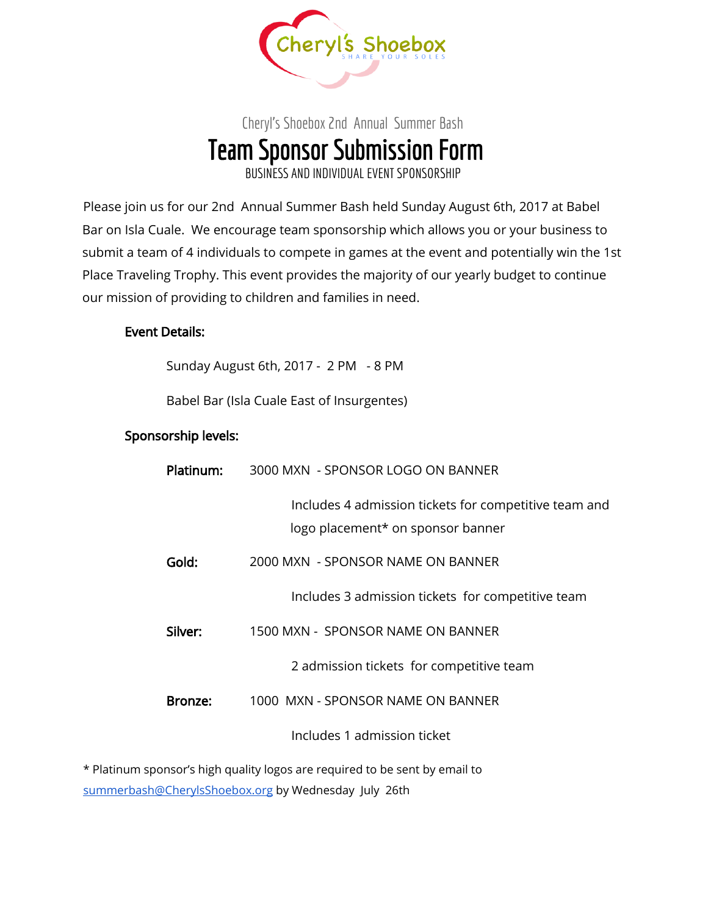Cheryl's Shoebox

SHARE YOUR SOLES

Cheryl's Shoebox 2nd Annual Summer Bash

# Team Sponsor Submission Form

BUSINESS AND INDIVIDUAL EVENT SPONSORSHIP

Please join us for our 2nd Annual Summer Bash held Sunday August 6th, 2017 at Babel Bar on Isla Cuale. We encourage team sponsorship which allows you or your business to submit a team of 4 individuals to compete in games at the event and potentially win the 1st Place Traveling Trophy. This event provides the majority of our yearly budget to continue our mission of providing to children and families in need.

**Event Details:**

Sunday August 6th, 2017 - 2 PM - 8 PM

Babel Bar (Isla Cuale East of Insurgentes)

**Sponsorship levels:**

**Platinum:** 3000 MXN - SPONSOR LOGO ON BANNER

Includes 4 admission tickets for competitive team and logo placement* on sponsor banner

**Gold:** 2000 MXN - SPONSOR NAME ON BANNER

Includes 3 admission tickets for competitive team

**Silver:** 1500 MXN - SPONSOR NAME ON BANNER

2 admission tickets for competitive team

**Bronze:** 1000 MXN - SPONSOR NAME ON BANNER

Includes 1 admission ticket

* Platinum sponsor's high quality logos are required to be sent by email to summerbash@CherylsShoebox.org by Wednesday July 26th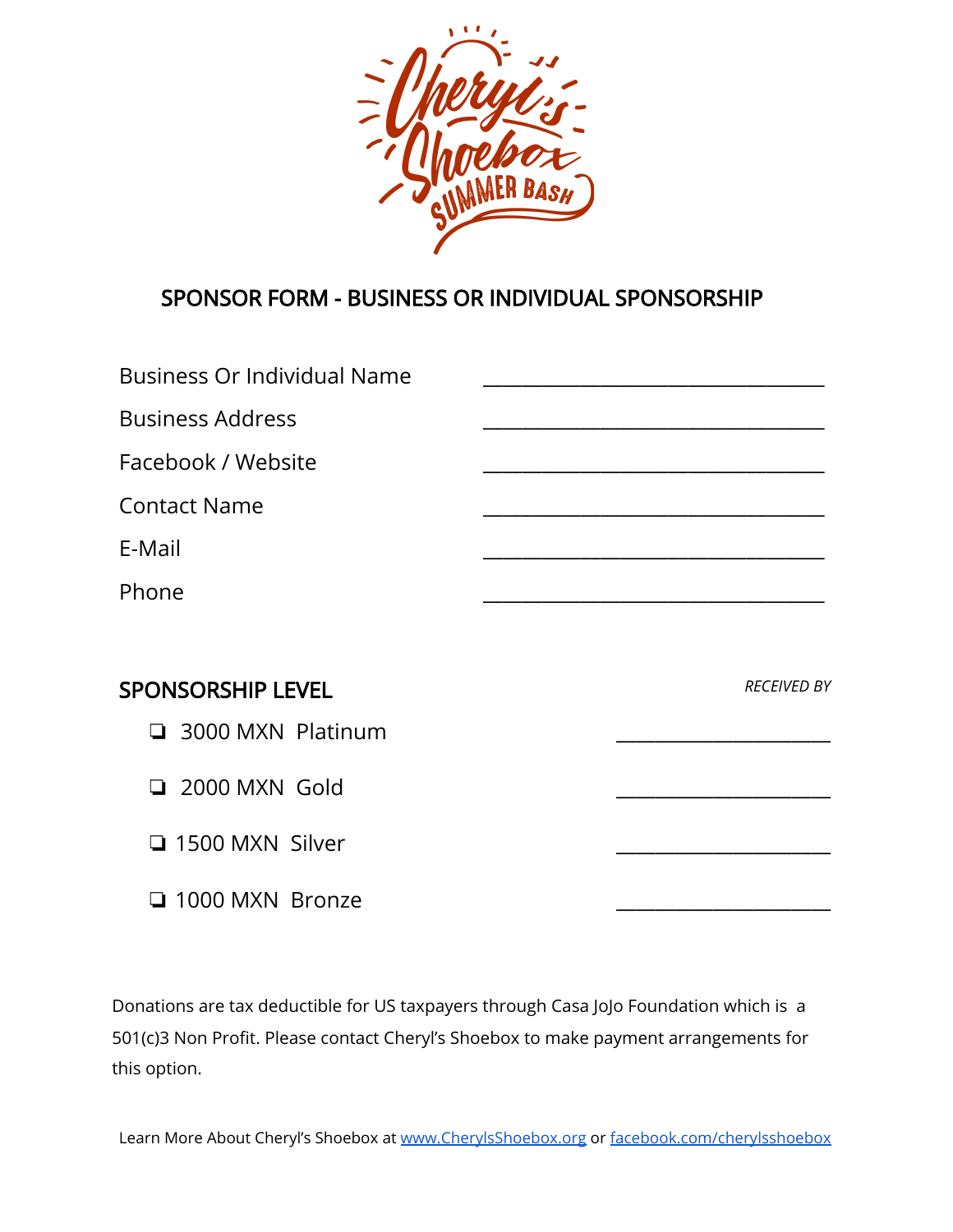Cheryl's Shoebox Summer Bash

## SPONSOR FORM - BUSINESS OR INDIVIDUAL SPONSORSHIP

Business Or Individual Name ________________________________

Business Address ________________________________

Facebook / Website ________________________________

Contact Name ________________________________

E-Mail ________________________________

Phone ________________________________

## SPONSORSHIP LEVEL

*RECEIVED BY*

- ❏ 3000 MXN Platinum ____________________
- ❏ 2000 MXN Gold ____________________
- ❏ 1500 MXN Silver ____________________
- ❏ 1000 MXN Bronze ____________________

Donations are tax deductible for US taxpayers through Casa JoJo Foundation which is a 501(c)3 Non Profit. Please contact Cheryl's Shoebox to make payment arrangements for this option.

Learn More About Cheryl's Shoebox at [www.CherylsShoebox.org](http://www.CherylsShoebox.org) or [facebook.com/cherylsshoebox](https://facebook.com/cherylsshoebox)